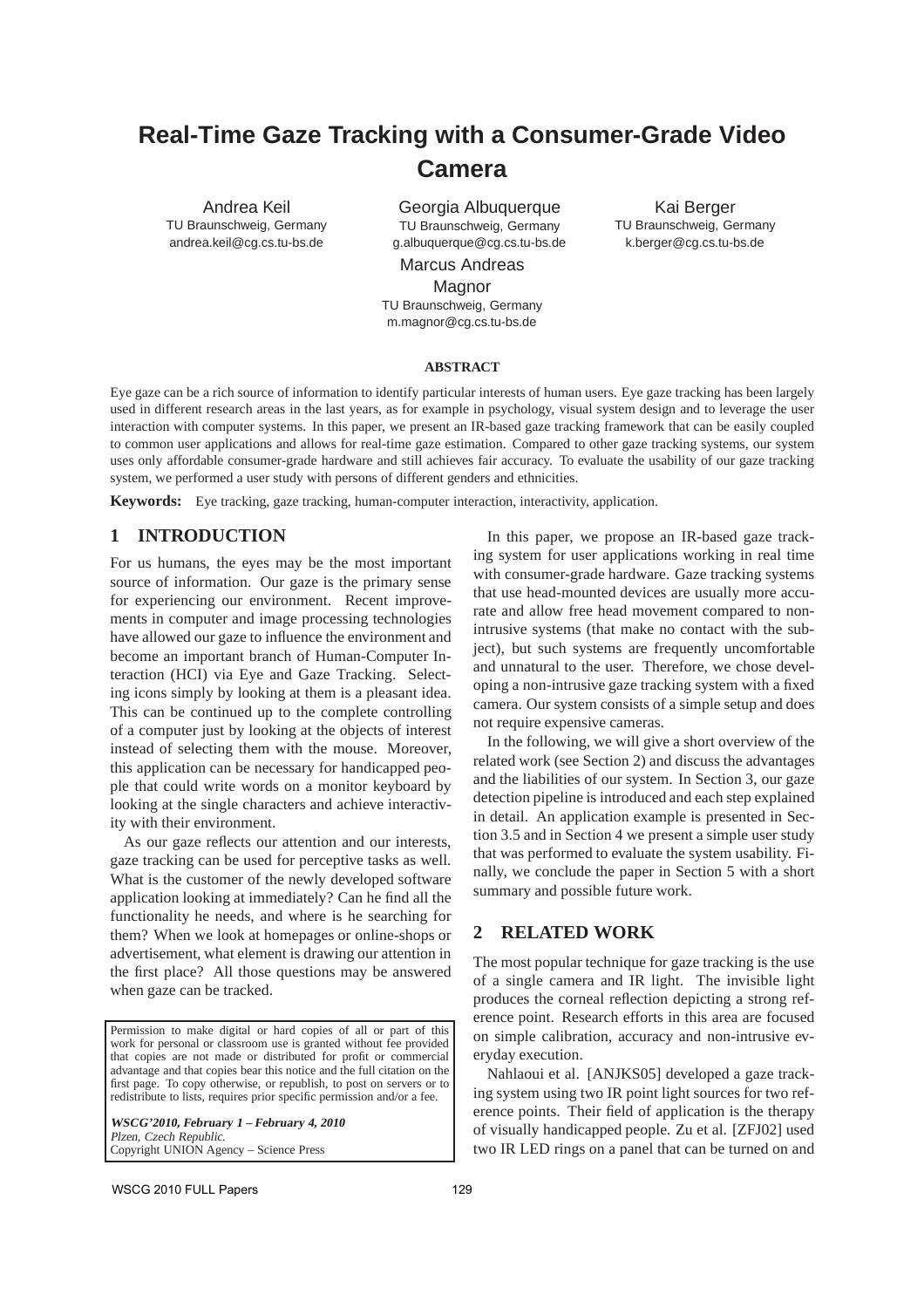# Real-Time Gaze Tracking with a Consumer-Grade Video Camera

Andrea Keil
TU Braunschweig, Germany
andrea.keil@cg.cs.tu-bs.de

Georgia Albuquerque
TU Braunschweig, Germany
g.albuquerque@cg.cs.tu-bs.de

Kai Berger
TU Braunschweig, Germany
k.berger@cg.cs.tu-bs.de

Marcus Andreas Magnor
TU Braunschweig, Germany
m.magnor@cg.cs.tu-bs.de

**ABSTRACT**

Eye gaze can be a rich source of information to identify particular interests of human users. Eye gaze tracking has been largely used in different research areas in the last years, as for example in psychology, visual system design and to leverage the user interaction with computer systems. In this paper, we present an IR-based gaze tracking framework that can be easily coupled to common user applications and allows for real-time gaze estimation. Compared to other gaze tracking systems, our system uses only affordable consumer-grade hardware and still achieves fair accuracy. To evaluate the usability of our gaze tracking system, we performed a user study with persons of different genders and ethnicities.

**Keywords:** Eye tracking, gaze tracking, human-computer interaction, interactivity, application.

## 1 INTRODUCTION

For us humans, the eyes may be the most important source of information. Our gaze is the primary sense for experiencing our environment. Recent improvements in computer and image processing technologies have allowed our gaze to influence the environment and become an important branch of Human-Computer Interaction (HCI) via Eye and Gaze Tracking. Selecting icons simply by looking at them is a pleasant idea. This can be continued up to the complete controlling of a computer just by looking at the objects of interest instead of selecting them with the mouse. Moreover, this application can be necessary for handicapped people that could write words on a monitor keyboard by looking at the single characters and achieve interactivity with their environment.

As our gaze reflects our attention and our interests, gaze tracking can be used for perceptive tasks as well. What is the customer of the newly developed software application looking at immediately? Can he find all the functionality he needs, and where is he searching for them? When we look at homepages or online-shops or advertisement, what element is drawing our attention in the first place? All those questions may be answered when gaze can be tracked.

Permission to make digital or hard copies of all or part of this work for personal or classroom use is granted without fee provided that copies are not made or distributed for profit or commercial advantage and that copies bear this notice and the full citation on the first page. To copy otherwise, or republish, to post on servers or to redistribute to lists, requires prior specific permission and/or a fee.

***WSCG'2010, February 1 – February 4, 2010***
*Plzen, Czech Republic.*
Copyright UNION Agency – Science Press

In this paper, we propose an IR-based gaze tracking system for user applications working in real time with consumer-grade hardware. Gaze tracking systems that use head-mounted devices are usually more accurate and allow free head movement compared to non-intrusive systems (that make no contact with the subject), but such systems are frequently uncomfortable and unnatural to the user. Therefore, we chose developing a non-intrusive gaze tracking system with a fixed camera. Our system consists of a simple setup and does not require expensive cameras.

In the following, we will give a short overview of the related work (see Section 2) and discuss the advantages and the liabilities of our system. In Section 3, our gaze detection pipeline is introduced and each step explained in detail. An application example is presented in Section 3.5 and in Section 4 we present a simple user study that was performed to evaluate the system usability. Finally, we conclude the paper in Section 5 with a short summary and possible future work.

## 2 RELATED WORK

The most popular technique for gaze tracking is the use of a single camera and IR light. The invisible light produces the corneal reflection depicting a strong reference point. Research efforts in this area are focused on simple calibration, accuracy and non-intrusive everyday execution.

Nahlaoui et al. [ANJKS05] developed a gaze tracking system using two IR point light sources for two reference points. Their field of application is the therapy of visually handicapped people. Zu et al. [ZFJ02] used two IR LED rings on a panel that can be turned on and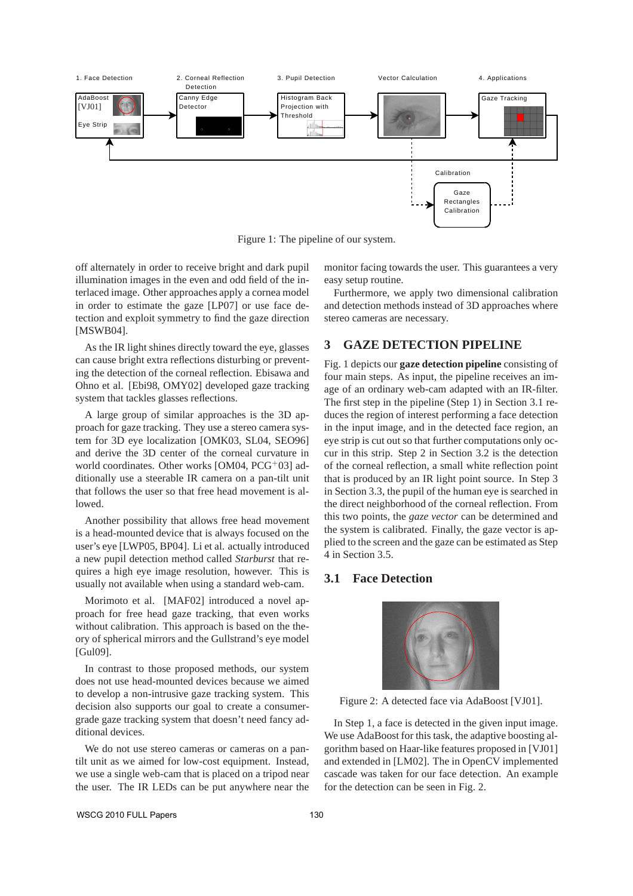1. Face Detection

AdaBoost [VJ01]

Eye Strip

2. Corneal Reflection Detection

Canny Edge Detector

3. Pupil Detection

Histogram Back Projection with Threshold

Vector Calculation

4. Applications

Gaze Tracking

Calibration

Gaze Rectangles Calibration

Figure 1: The pipeline of our system.

off alternately in order to receive bright and dark pupil illumination images in the even and odd field of the interlaced image. Other approaches apply a cornea model in order to estimate the gaze [LP07] or use face detection and exploit symmetry to find the gaze direction [MSWB04].

As the IR light shines directly toward the eye, glasses can cause bright extra reflections disturbing or preventing the detection of the corneal reflection. Ebisawa and Ohno et al. [Ebi98, OMY02] developed gaze tracking system that tackles glasses reflections.

A large group of similar approaches is the 3D approach for gaze tracking. They use a stereo camera system for 3D eye localization [OMK03, SL04, SEO96] and derive the 3D center of the corneal curvature in world coordinates. Other works [OM04, PCG+03] additionally use a steerable IR camera on a pan-tilt unit that follows the user so that free head movement is allowed.

Another possibility that allows free head movement is a head-mounted device that is always focused on the user's eye [LWP05, BP04]. Li et al. actually introduced a new pupil detection method called *Starburst* that requires a high eye image resolution, however. This is usually not available when using a standard web-cam.

Morimoto et al. [MAF02] introduced a novel approach for free head gaze tracking, that even works without calibration. This approach is based on the theory of spherical mirrors and the Gullstrand's eye model [Gul09].

In contrast to those proposed methods, our system does not use head-mounted devices because we aimed to develop a non-intrusive gaze tracking system. This decision also supports our goal to create a consumer-grade gaze tracking system that doesn't need fancy additional devices.

We do not use stereo cameras or cameras on a pan-tilt unit as we aimed for low-cost equipment. Instead, we use a single web-cam that is placed on a tripod near the user. The IR LEDs can be put anywhere near the monitor facing towards the user. This guarantees a very easy setup routine.

Furthermore, we apply two dimensional calibration and detection methods instead of 3D approaches where stereo cameras are necessary.

## 3 GAZE DETECTION PIPELINE

Fig. 1 depicts our **gaze detection pipeline** consisting of four main steps. As input, the pipeline receives an image of an ordinary web-cam adapted with an IR-filter. The first step in the pipeline (Step 1) in Section 3.1 reduces the region of interest performing a face detection in the input image, and in the detected face region, an eye strip is cut out so that further computations only occur in this strip. Step 2 in Section 3.2 is the detection of the corneal reflection, a small white reflection point that is produced by an IR light point source. In Step 3 in Section 3.3, the pupil of the human eye is searched in the direct neighborhood of the corneal reflection. From this two points, the *gaze vector* can be determined and the system is calibrated. Finally, the gaze vector is applied to the screen and the gaze can be estimated as Step 4 in Section 3.5.

### 3.1 Face Detection

Figure 2: A detected face via AdaBoost [VJ01].

In Step 1, a face is detected in the given input image. We use AdaBoost for this task, the adaptive boosting algorithm based on Haar-like features proposed in [VJ01] and extended in [LM02]. The in OpenCV implemented cascade was taken for our face detection. An example for the detection can be seen in Fig. 2.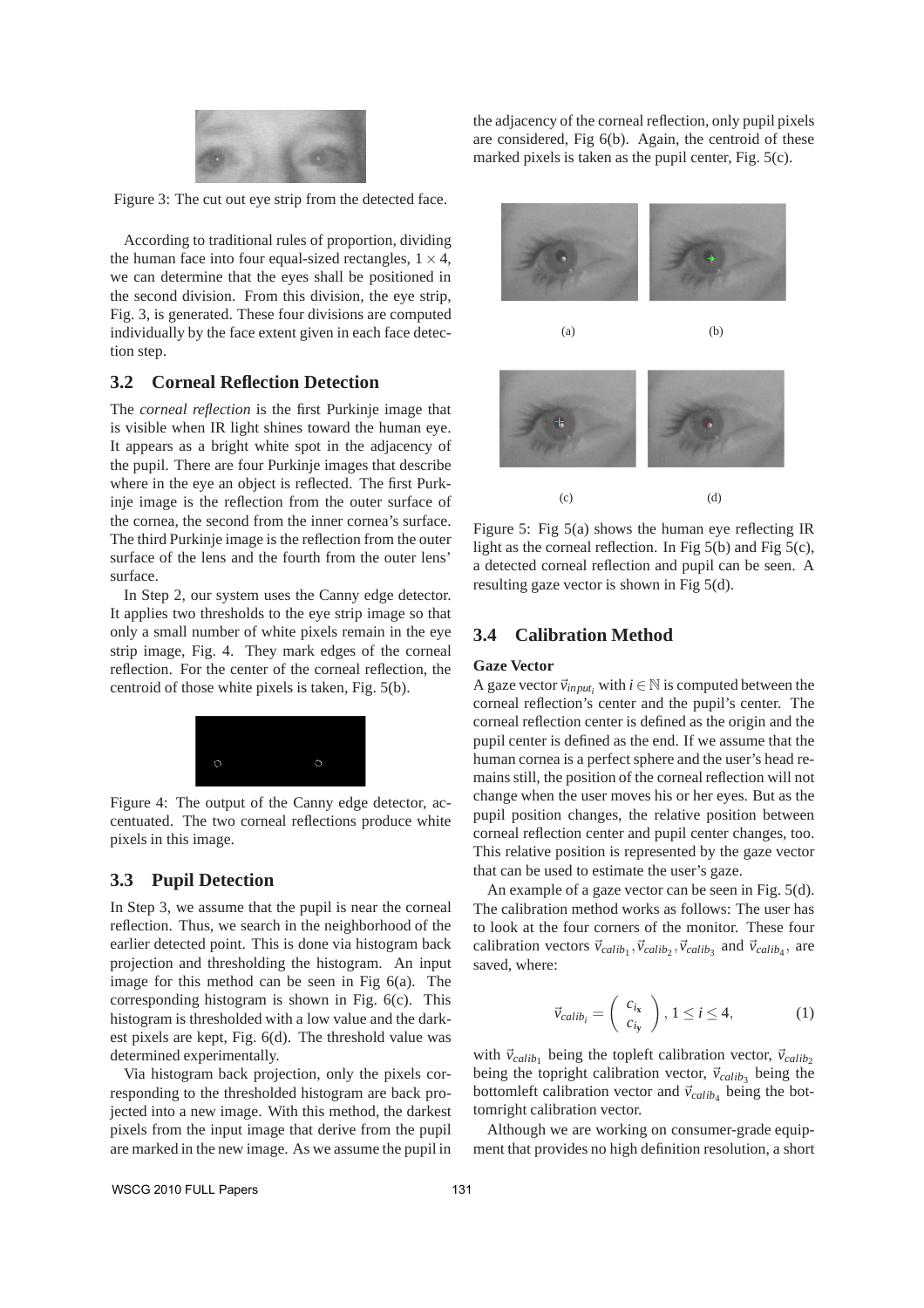Figure 3: The cut out eye strip from the detected face.

According to traditional rules of proportion, dividing the human face into four equal-sized rectangles, $1 \times 4$, we can determine that the eyes shall be positioned in the second division. From this division, the eye strip, Fig. 3, is generated. These four divisions are computed individually by the face extent given in each face detection step.

## 3.2 Corneal Reflection Detection

The *corneal reflection* is the first Purkinje image that is visible when IR light shines toward the human eye. It appears as a bright white spot in the adjacency of the pupil. There are four Purkinje images that describe where in the eye an object is reflected. The first Purkinje image is the reflection from the outer surface of the cornea, the second from the inner cornea's surface. The third Purkinje image is the reflection from the outer surface of the lens and the fourth from the outer lens' surface.

In Step 2, our system uses the Canny edge detector. It applies two thresholds to the eye strip image so that only a small number of white pixels remain in the eye strip image, Fig. 4. They mark edges of the corneal reflection. For the center of the corneal reflection, the centroid of those white pixels is taken, Fig. 5(b).

Figure 4: The output of the Canny edge detector, accentuated. The two corneal reflections produce white pixels in this image.

## 3.3 Pupil Detection

In Step 3, we assume that the pupil is near the corneal reflection. Thus, we search in the neighborhood of the earlier detected point. This is done via histogram back projection and thresholding the histogram. An input image for this method can be seen in Fig 6(a). The corresponding histogram is shown in Fig. 6(c). This histogram is thresholded with a low value and the darkest pixels are kept, Fig. 6(d). The threshold value was determined experimentally.

Via histogram back projection, only the pixels corresponding to the thresholded histogram are back projected into a new image. With this method, the darkest pixels from the input image that derive from the pupil are marked in the new image. As we assume the pupil in the adjacency of the corneal reflection, only pupil pixels are considered, Fig 6(b). Again, the centroid of these marked pixels is taken as the pupil center, Fig. 5(c).

(a) (b)

(c) (d)

Figure 5: Fig 5(a) shows the human eye reflecting IR light as the corneal reflection. In Fig 5(b) and Fig 5(c), a detected corneal reflection and pupil can be seen. A resulting gaze vector is shown in Fig 5(d).

## 3.4 Calibration Method

**Gaze Vector**

A gaze vector $\vec{v}_{input_i}$ with $i \in \mathbb{N}$ is computed between the corneal reflection's center and the pupil's center. The corneal reflection center is defined as the origin and the pupil center is defined as the end. If we assume that the human cornea is a perfect sphere and the user's head remains still, the position of the corneal reflection will not change when the user moves his or her eyes. But as the pupil position changes, the relative position between corneal reflection center and pupil center changes, too. This relative position is represented by the gaze vector that can be used to estimate the user's gaze.

An example of a gaze vector can be seen in Fig. 5(d). The calibration method works as follows: The user has to look at the four corners of the monitor. These four calibration vectors $\vec{v}_{calib_1}, \vec{v}_{calib_2}, \vec{v}_{calib_3}$ and $\vec{v}_{calib_4}$, are saved, where:

$$\vec{v}_{calib_i} = \begin{pmatrix} c_{i_x} \\ c_{i_y} \end{pmatrix}, 1 \leq i \leq 4, \tag{1}$$

with $\vec{v}_{calib_1}$ being the topleft calibration vector, $\vec{v}_{calib_2}$ being the topright calibration vector, $\vec{v}_{calib_3}$ being the bottomleft calibration vector and $\vec{v}_{calib_4}$ being the bottomright calibration vector.

Although we are working on consumer-grade equipment that provides no high definition resolution, a short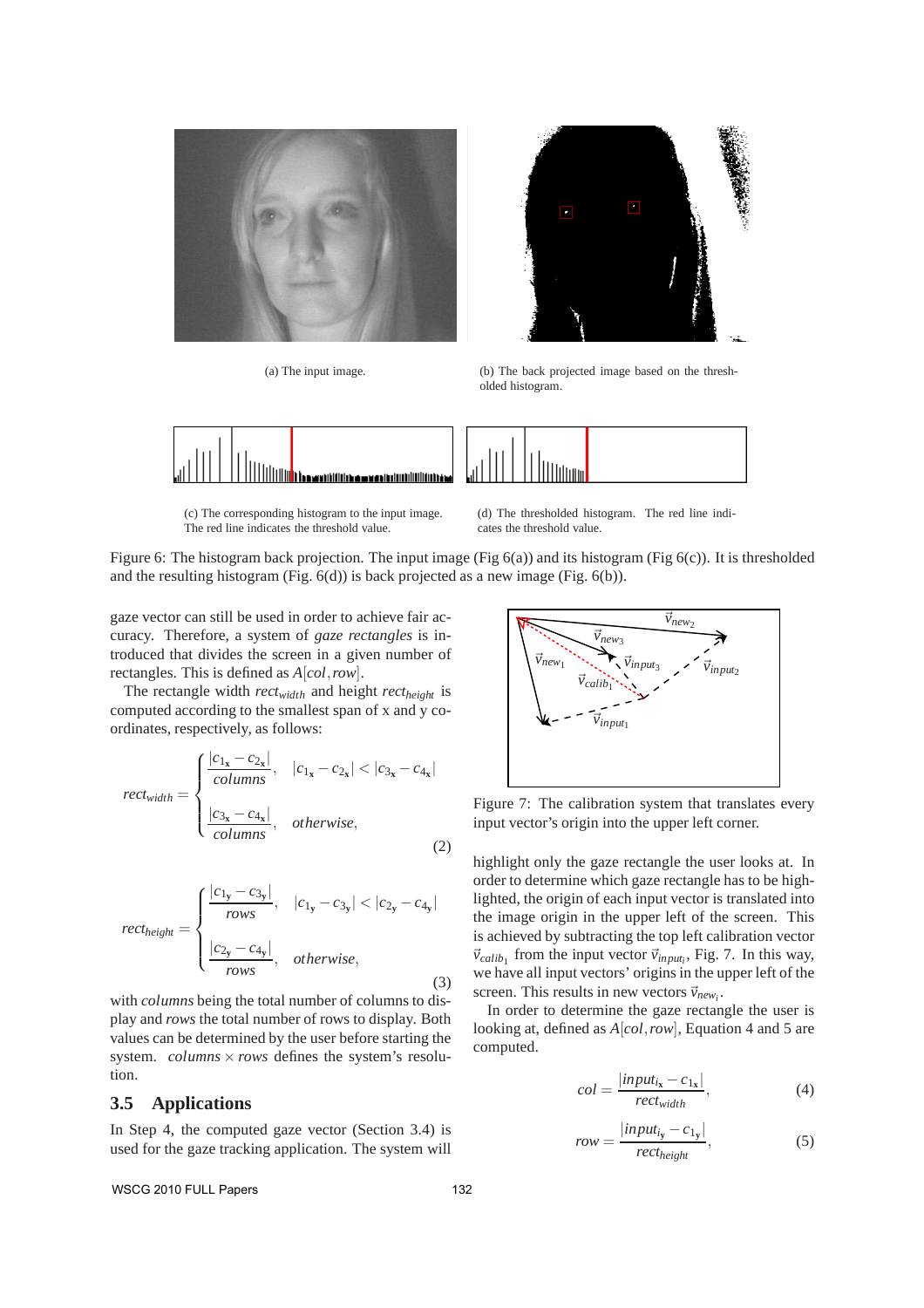(a) The input image.

(b) The back projected image based on the thresholded histogram.

(c) The corresponding histogram to the input image. The red line indicates the threshold value.

(d) The thresholded histogram. The red line indicates the threshold value.

Figure 6: The histogram back projection. The input image (Fig 6(a)) and its histogram (Fig 6(c)). It is thresholded and the resulting histogram (Fig. 6(d)) is back projected as a new image (Fig. 6(b)).

gaze vector can still be used in order to achieve fair accuracy. Therefore, a system of *gaze rectangles* is introduced that divides the screen in a given number of rectangles. This is defined as $A[col, row]$.

The rectangle width $rect_{width}$ and height $rect_{height}$ is computed according to the smallest span of x and y coordinates, respectively, as follows:

$$rect_{width} = \begin{cases} \dfrac{|c_{1_x} - c_{2_x}|}{columns}, & |c_{1_x} - c_{2_x}| < |c_{3_x} - c_{4_x}| \\ \dfrac{|c_{3_x} - c_{4_x}|}{columns}, & otherwise, \end{cases} \tag{2}$$

$$rect_{height} = \begin{cases} \dfrac{|c_{1_y} - c_{3_y}|}{rows}, & |c_{1_y} - c_{3_y}| < |c_{2_y} - c_{4_y}| \\ \dfrac{|c_{2_y} - c_{4_y}|}{rows}, & otherwise, \end{cases} \tag{3}$$

with *columns* being the total number of columns to display and *rows* the total number of rows to display. Both values can be determined by the user before starting the system. $columns \times rows$ defines the system's resolution.

## 3.5 Applications

In Step 4, the computed gaze vector (Section 3.4) is used for the gaze tracking application. The system will highlight only the gaze rectangle the user looks at. In order to determine which gaze rectangle has to be highlighted, the origin of each input vector is translated into the image origin in the upper left of the screen. This is achieved by subtracting the top left calibration vector $\vec{v}_{calib_1}$ from the input vector $\vec{v}_{input_i}$, Fig. 7. In this way, we have all input vectors' origins in the upper left of the screen. This results in new vectors $\vec{v}_{new_i}$.

$\vec{v}_{new_2}$

$\vec{v}_{new_3}$

$\vec{v}_{new_1}$

$\vec{v}_{input_3}$

$\vec{v}_{input_2}$

$\vec{v}_{calib_1}$

$\vec{v}_{input_1}$

Figure 7: The calibration system that translates every input vector's origin into the upper left corner.

In order to determine the gaze rectangle the user is looking at, defined as $A[col, row]$, Equation 4 and 5 are computed.

$$col = \frac{|input_{i_x} - c_{1_x}|}{rect_{width}}, \tag{4}$$

$$row = \frac{|input_{i_y} - c_{1_y}|}{rect_{height}}, \tag{5}$$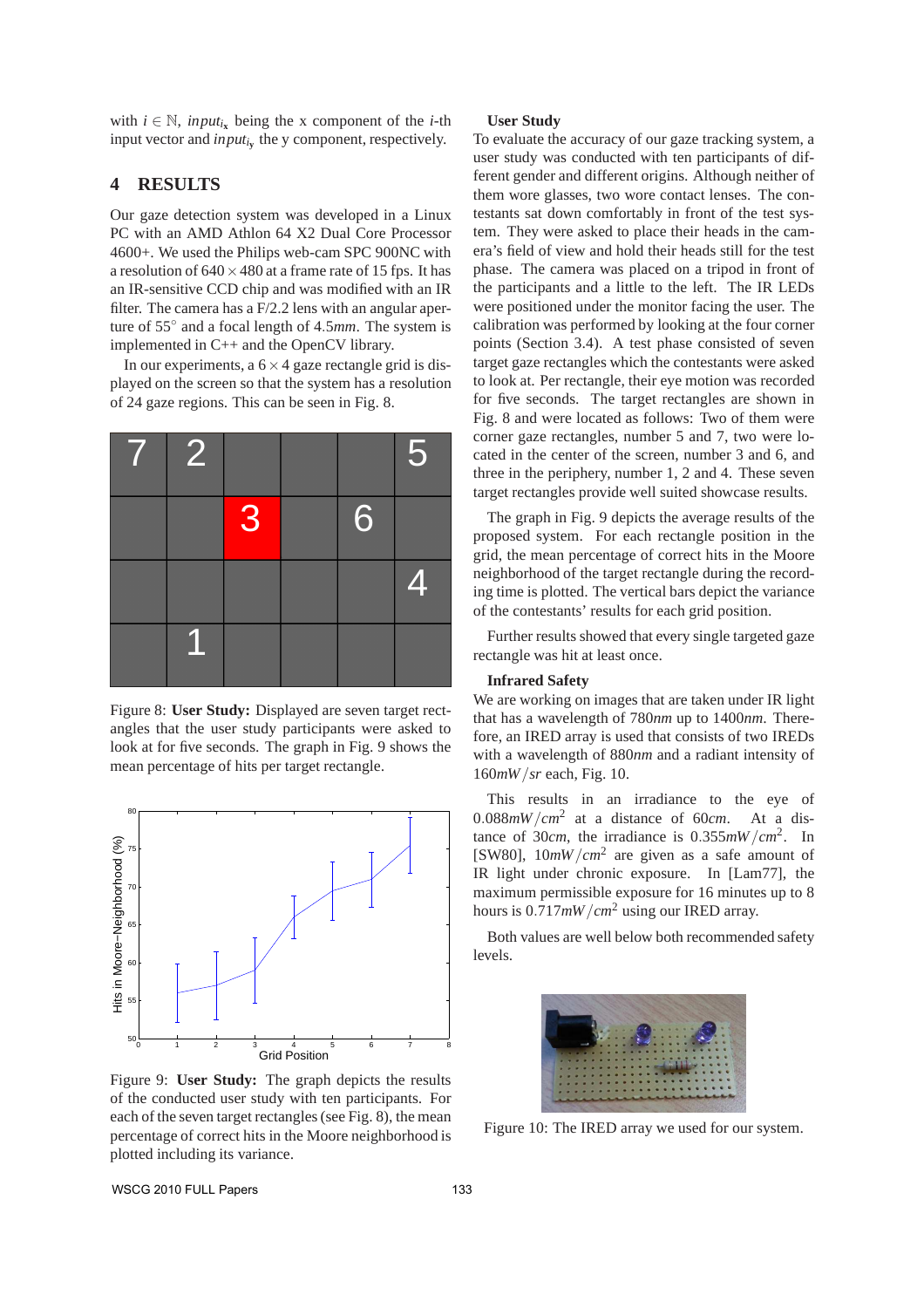with $i \in \mathbb{N}$, $input_{i_x}$ being the x component of the $i$-th input vector and $input_{i_y}$ the y component, respectively.

## 4 RESULTS

Our gaze detection system was developed in a Linux PC with an AMD Athlon 64 X2 Dual Core Processor 4600+. We used the Philips web-cam SPC 900NC with a resolution of $640 \times 480$ at a frame rate of 15 fps. It has an IR-sensitive CCD chip and was modified with an IR filter. The camera has a F/2.2 lens with an angular aperture of $55^\circ$ and a focal length of $4.5mm$. The system is implemented in C++ and the OpenCV library.

In our experiments, a $6 \times 4$ gaze rectangle grid is displayed on the screen so that the system has a resolution of 24 gaze regions. This can be seen in Fig. 8.

7
2
5
3
6
4
1

Figure 8: **User Study:** Displayed are seven target rectangles that the user study participants were asked to look at for five seconds. The graph in Fig. 9 shows the mean percentage of hits per target rectangle.

Hits in Moore–Neighborhood (%)
80
75
70
65
60
55
50
0 1 2 3 4 5 6 7 8
Grid Position

Figure 9: **User Study:** The graph depicts the results of the conducted user study with ten participants. For each of the seven target rectangles (see Fig. 8), the mean percentage of correct hits in the Moore neighborhood is plotted including its variance.

### User Study

To evaluate the accuracy of our gaze tracking system, a user study was conducted with ten participants of different gender and different origins. Although neither of them wore glasses, two wore contact lenses. The contestants sat down comfortably in front of the test system. They were asked to place their heads in the camera's field of view and hold their heads still for the test phase. The camera was placed on a tripod in front of the participants and a little to the left. The IR LEDs were positioned under the monitor facing the user. The calibration was performed by looking at the four corner points (Section 3.4). A test phase consisted of seven target gaze rectangles which the contestants were asked to look at. Per rectangle, their eye motion was recorded for five seconds. The target rectangles are shown in Fig. 8 and were located as follows: Two of them were corner gaze rectangles, number 5 and 7, two were located in the center of the screen, number 3 and 6, and three in the periphery, number 1, 2 and 4. These seven target rectangles provide well suited showcase results.

The graph in Fig. 9 depicts the average results of the proposed system. For each rectangle position in the grid, the mean percentage of correct hits in the Moore neighborhood of the target rectangle during the recording time is plotted. The vertical bars depict the variance of the contestants' results for each grid position.

Further results showed that every single targeted gaze rectangle was hit at least once.

### Infrared Safety

We are working on images that are taken under IR light that has a wavelength of $780nm$ up to $1400nm$. Therefore, an IRED array is used that consists of two IREDs with a wavelength of $880nm$ and a radiant intensity of $160mW/sr$ each, Fig. 10.

This results in an irradiance to the eye of $0.088mW/cm^2$ at a distance of $60cm$. At a distance of $30cm$, the irradiance is $0.355mW/cm^2$. In [SW80], $10mW/cm^2$ are given as a safe amount of IR light under chronic exposure. In [Lam77], the maximum permissible exposure for 16 minutes up to 8 hours is $0.717mW/cm^2$ using our IRED array.

Both values are well below both recommended safety levels.

Figure 10: The IRED array we used for our system.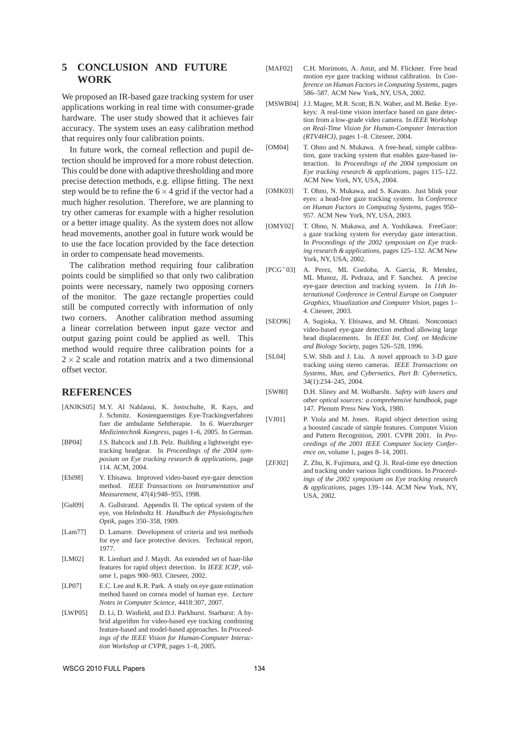## 5 CONCLUSION AND FUTURE WORK

We proposed an IR-based gaze tracking system for user applications working in real time with consumer-grade hardware. The user study showed that it achieves fair accuracy. The system uses an easy calibration method that requires only four calibration points.

In future work, the corneal reflection and pupil detection should be improved for a more robust detection. This could be done with adaptive thresholding and more precise detection methods, e.g. ellipse fitting. The next step would be to refine the $6 \times 4$ grid if the vector had a much higher resolution. Therefore, we are planning to try other cameras for example with a higher resolution or a better image quality. As the system does not allow head movements, another goal in future work would be to use the face location provided by the face detection in order to compensate head movements.

The calibration method requiring four calibration points could be simplified so that only two calibration points were necessary, namely two opposing corners of the monitor. The gaze rectangle properties could still be computed correctly with information of only two corners. Another calibration method assuming a linear correlation between input gaze vector and output gazing point could be applied as well. This method would require three calibration points for a $2 \times 2$ scale and rotation matrix and a two dimensional offset vector.

## REFERENCES

[ANJKS05] M.Y. Al Nahlaoui, K. Jostschulte, R. Kays, and J. Schmitz. Kostenguenstiges Eye-Trackingverfahren fuer die ambulante Sehtherapie. In *6. Wuerzburger Medizintechnik Kongress*, pages 1–6, 2005. In German.

[BP04] J.S. Babcock and J.B. Pelz. Building a lightweight eyetracking headgear. In *Proceedings of the 2004 symposium on Eye tracking research & applications*, page 114. ACM, 2004.

[Ebi98] Y. Ebisawa. Improved video-based eye-gaze detection method. *IEEE Transactions on Instrumentation and Measurement*, 47(4):948–955, 1998.

[Gul09] A. Gullstrand. Appendix II. The optical system of the eye, von Helmholtz H. *Handbuch der Physiologischen Optik*, pages 350–358, 1909.

[Lam77] D. Lamarre. Development of criteria and test methods for eye and face protective devices. Technical report, 1977.

[LM02] R. Lienhart and J. Maydt. An extended set of haar-like features for rapid object detection. In *IEEE ICIP*, volume 1, pages 900–903. Citeseer, 2002.

[LP07] E.C. Lee and K.R. Park. A study on eye gaze estimation method based on cornea model of human eye. *Lecture Notes in Computer Science*, 4418:307, 2007.

[LWP05] D. Li, D. Winfield, and D.J. Parkhurst. Starburst: A hybrid algorithm for video-based eye tracking combining feature-based and model-based approaches. In *Proceedings of the IEEE Vision for Human-Computer Interaction Workshop at CVPR*, pages 1–8, 2005.

[MAF02] C.H. Morimoto, A. Amir, and M. Flickner. Free head motion eye gaze tracking without calibration. In *Conference on Human Factors in Computing Systems*, pages 586–587. ACM New York, NY, USA, 2002.

[MSWB04] J.J. Magee, M.R. Scott, B.N. Waber, and M. Betke. Eyekeys: A real-time vision interface based on gaze detection from a low-grade video camera. In *IEEE Workshop on Real-Time Vision for Human-Computer Interaction (RTV4HCI)*, pages 1–8. Citeseer, 2004.

[OM04] T. Ohno and N. Mukawa. A free-head, simple calibration, gaze tracking system that enables gaze-based interaction. In *Proceedings of the 2004 symposium on Eye tracking research & applications*, pages 115–122. ACM New York, NY, USA, 2004.

[OMK03] T. Ohno, N. Mukawa, and S. Kawato. Just blink your eyes: a head-free gaze tracking system. In *Conference on Human Factors in Computing Systems*, pages 950–957. ACM New York, NY, USA, 2003.

[OMY02] T. Ohno, N. Mukawa, and A. Yoshikawa. FreeGaze: a gaze tracking system for everyday gaze interaction. In *Proceedings of the 2002 symposium on Eye tracking research & applications*, pages 125–132. ACM New York, NY, USA, 2002.

[PCG+03] A. Perez, ML Cordoba, A. Garcia, R. Mendez, ML Munoz, JL Pedraza, and F. Sanchez. A precise eye-gaze detection and tracking system. In *11th International Conference in Central Europe on Computer Graphics, Visualization and Computer Vision*, pages 1–4. Citeseer, 2003.

[SEO96] A. Sugioka, Y. Ebisawa, and M. Ohtani. Noncontact video-based eye-gaze detection method allowing large head displacements. In *IEEE Int. Conf. on Medicine and Biology Society*, pages 526–528, 1996.

[SL04] S.W. Shih and J. Liu. A novel approach to 3-D gaze tracking using stereo cameras. *IEEE Transactions on Systems, Man, and Cybernetics, Part B: Cybernetics*, 34(1):234–245, 2004.

[SW80] D.H. Sliney and M. Wolbarsht. *Safety with lasers and other optical sources: a comprehensive handbook*, page 147. Plenum Press New York, 1980.

[VJ01] P. Viola and M. Jones. Rapid object detection using a boosted cascade of simple features. Computer Vision and Pattern Recognition, 2001. CVPR 2001. In *Proceedings of the 2001 IEEE Computer Society Conference on*, volume 1, pages 8–14, 2001.

[ZFJ02] Z. Zhu, K. Fujimura, and Q. Ji. Real-time eye detection and tracking under various light conditions. In *Proceedings of the 2002 symposium on Eye tracking research & applications*, pages 139–144. ACM New York, NY, USA, 2002.